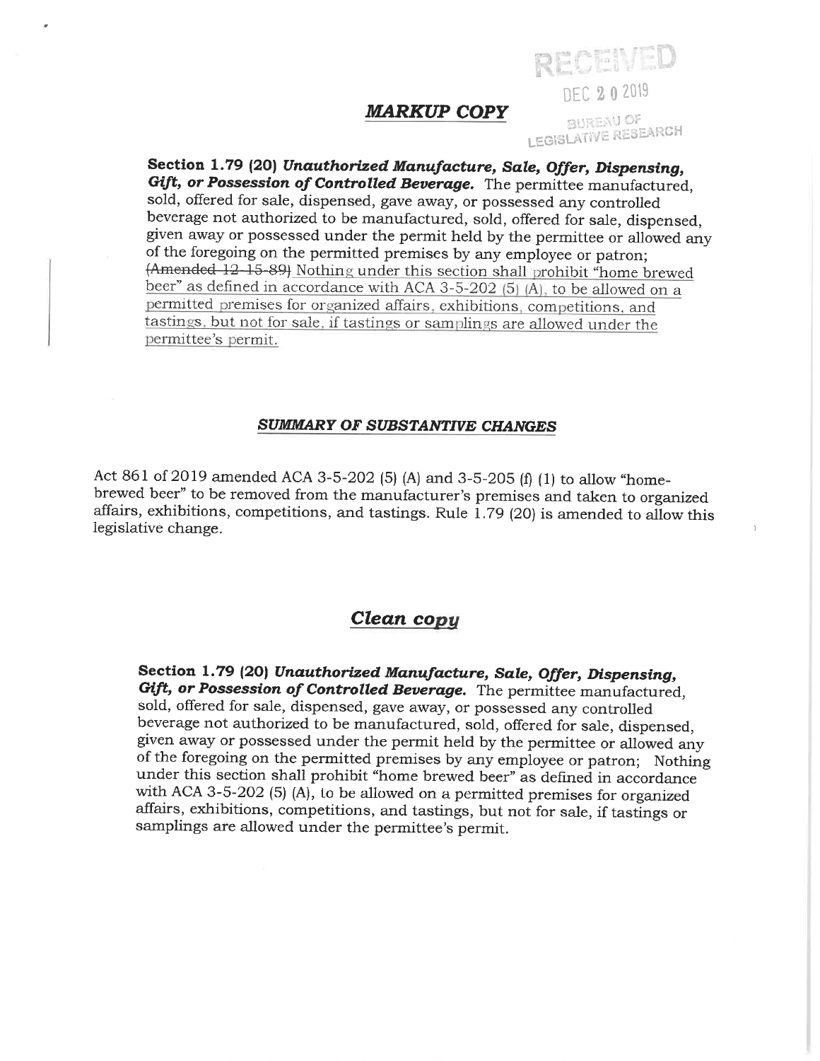RECEIVED

DEC 20 2019

BUREAU OF LEGISLATIVE RESEARCH

## ***MARKUP COPY***

**Section 1.79 (20)** ***Unauthorized Manufacture, Sale, Offer, Dispensing, Gift, or Possession of Controlled Beverage.*** The permittee manufactured, sold, offered for sale, dispensed, gave away, or possessed any controlled beverage not authorized to be manufactured, sold, offered for sale, dispensed, given away or possessed under the permit held by the permittee or allowed any of the foregoing on the permitted premises by any employee or patron; ~~(Amended 12-15-89)~~ <u>Nothing under this section shall prohibit "home brewed beer" as defined in accordance with ACA 3-5-202 (5) (A), to be allowed on a permitted premises for organized affairs, exhibitions, competitions, and tastings, but not for sale, if tastings or samplings are allowed under the permittee's permit.</u>

### ***SUMMARY OF SUBSTANTIVE CHANGES***

Act 861 of 2019 amended ACA 3-5-202 (5) (A) and 3-5-205 (f) (1) to allow "home-brewed beer" to be removed from the manufacturer's premises and taken to organized affairs, exhibitions, competitions, and tastings. Rule 1.79 (20) is amended to allow this legislative change.

## ***Clean copy***

**Section 1.79 (20)** ***Unauthorized Manufacture, Sale, Offer, Dispensing, Gift, or Possession of Controlled Beverage.*** The permittee manufactured, sold, offered for sale, dispensed, gave away, or possessed any controlled beverage not authorized to be manufactured, sold, offered for sale, dispensed, given away or possessed under the permit held by the permittee or allowed any of the foregoing on the permitted premises by any employee or patron; Nothing under this section shall prohibit "home brewed beer" as defined in accordance with ACA 3-5-202 (5) (A), to be allowed on a permitted premises for organized affairs, exhibitions, competitions, and tastings, but not for sale, if tastings or samplings are allowed under the permittee's permit.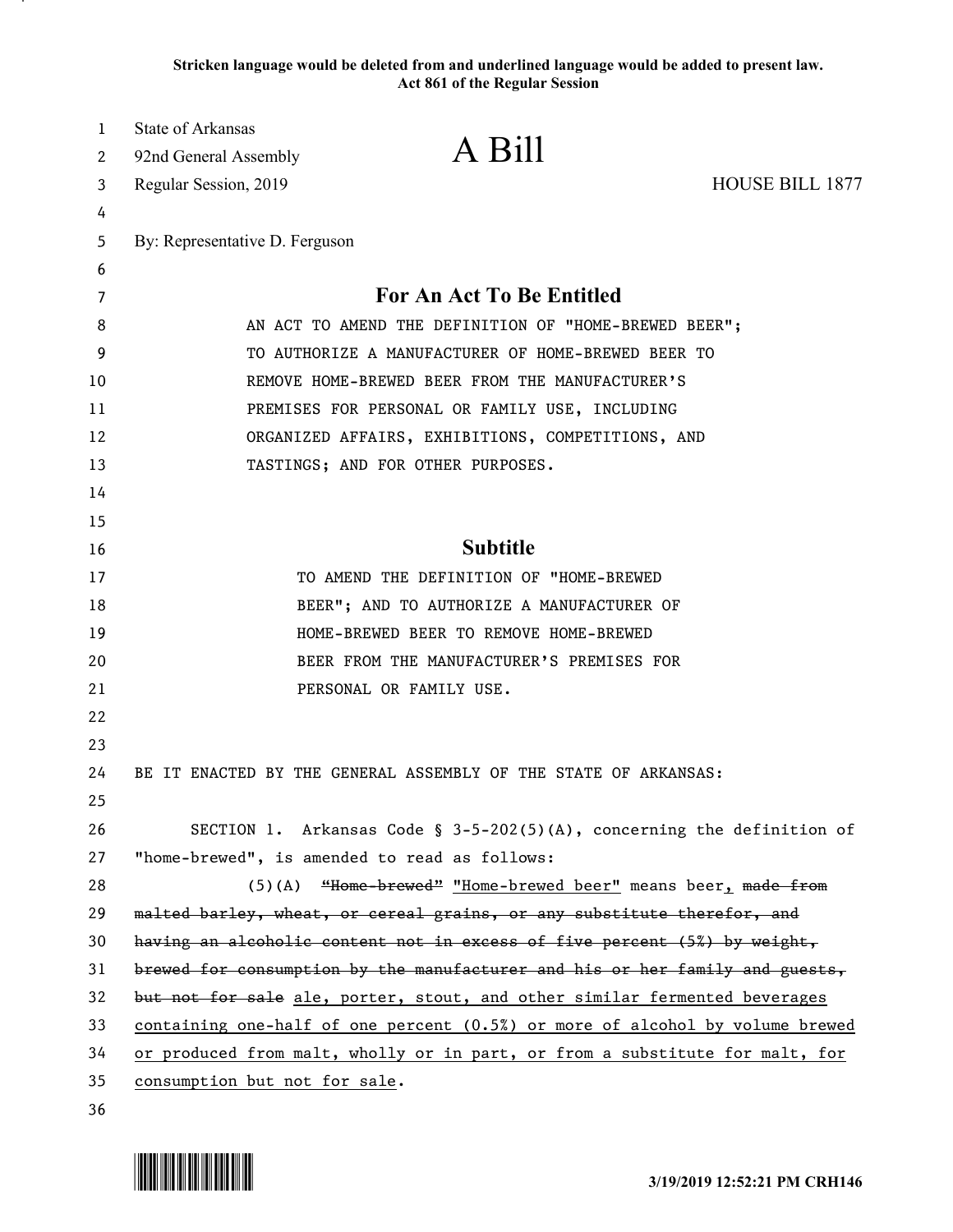Stricken language would be deleted from and underlined language would be added to present law.
Act 861 of the Regular Session

State of Arkansas
92nd General Assembly
Regular Session, 2019

# A Bill

HOUSE BILL 1877

By: Representative D. Ferguson

## For An Act To Be Entitled

AN ACT TO AMEND THE DEFINITION OF "HOME-BREWED BEER"; TO AUTHORIZE A MANUFACTURER OF HOME-BREWED BEER TO REMOVE HOME-BREWED BEER FROM THE MANUFACTURER'S PREMISES FOR PERSONAL OR FAMILY USE, INCLUDING ORGANIZED AFFAIRS, EXHIBITIONS, COMPETITIONS, AND TASTINGS; AND FOR OTHER PURPOSES.

## Subtitle

TO AMEND THE DEFINITION OF "HOME-BREWED BEER"; AND TO AUTHORIZE A MANUFACTURER OF HOME-BREWED BEER TO REMOVE HOME-BREWED BEER FROM THE MANUFACTURER'S PREMISES FOR PERSONAL OR FAMILY USE.

BE IT ENACTED BY THE GENERAL ASSEMBLY OF THE STATE OF ARKANSAS:

SECTION 1. Arkansas Code § 3-5-202(5)(A), concerning the definition of "home-brewed", is amended to read as follows:

(5)(A) ~~"Home-brewed"~~ "Home-brewed beer" means beer, ~~made from malted barley, wheat, or cereal grains, or any substitute therefor, and having an alcoholic content not in excess of five percent (5%) by weight, brewed for consumption by the manufacturer and his or her family and guests, but not for sale~~ ale, porter, stout, and other similar fermented beverages containing one-half of one percent (0.5%) or more of alcohol by volume brewed or produced from malt, wholly or in part, or from a substitute for malt, for consumption but not for sale.

3/19/2019 12:52:21 PM CRH146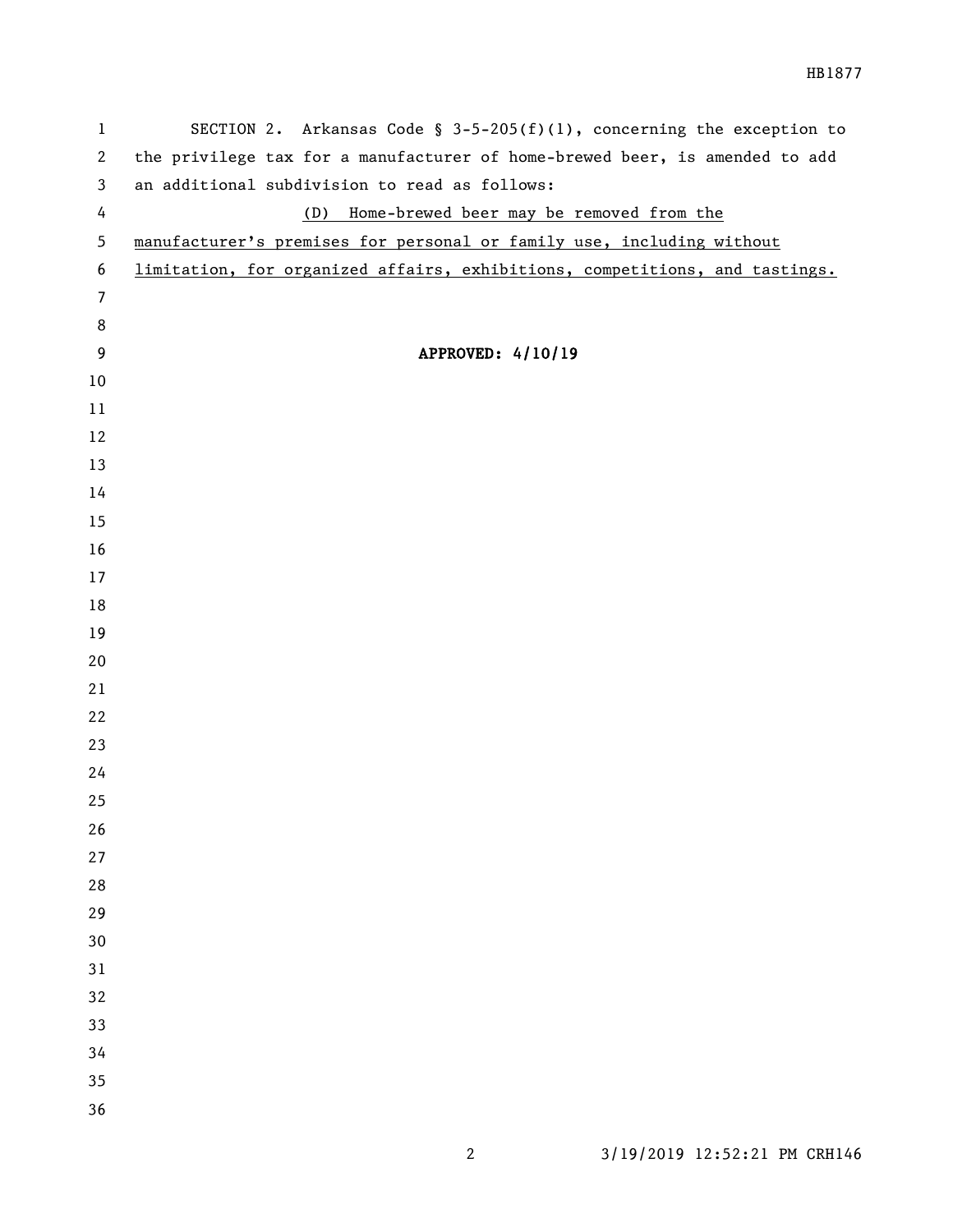SECTION 2. Arkansas Code § 3-5-205(f)(1), concerning the exception to the privilege tax for a manufacturer of home-brewed beer, is amended to add an additional subdivision to read as follows:

(D) Home-brewed beer may be removed from the manufacturer's premises for personal or family use, including without limitation, for organized affairs, exhibitions, competitions, and tastings.

**APPROVED: 4/10/19**